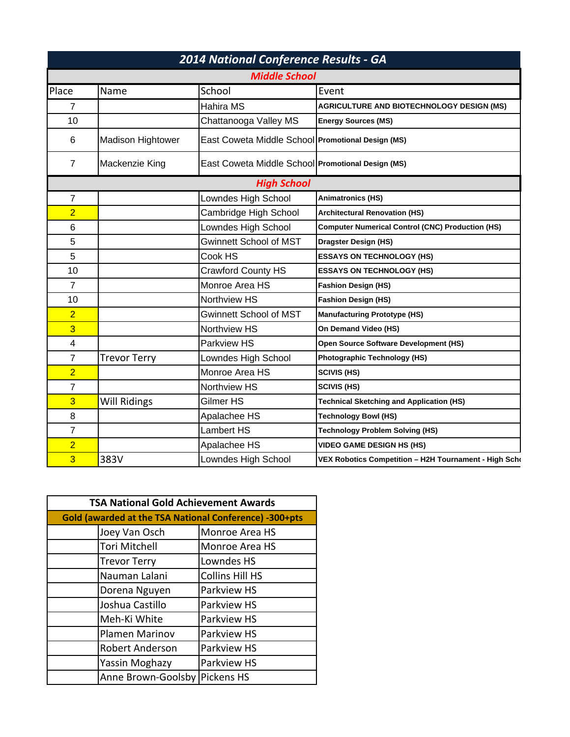## 2014 National Conference Results - GA

| Place | Name | School | Event |
|---|---|---|---|
| **Middle School** | | | |
| 7 | | Hahira MS | AGRICULTURE AND BIOTECHNOLOGY DESIGN (MS) |
| 10 | | Chattanooga Valley MS | Energy Sources (MS) |
| 6 | Madison Hightower | East Coweta Middle School | Promotional Design (MS) |
| 7 | Mackenzie King | East Coweta Middle School | Promotional Design (MS) |
| **High School** | | | |
| 7 | | Lowndes High School | Animatronics (HS) |
| 2 | | Cambridge High School | Architectural Renovation (HS) |
| 6 | | Lowndes High School | Computer Numerical Control (CNC) Production (HS) |
| 5 | | Gwinnett School of MST | Dragster Design (HS) |
| 5 | | Cook HS | ESSAYS ON TECHNOLOGY (HS) |
| 10 | | Crawford County HS | ESSAYS ON TECHNOLOGY (HS) |
| 7 | | Monroe Area HS | Fashion Design (HS) |
| 10 | | Northview HS | Fashion Design (HS) |
| 2 | | Gwinnett School of MST | Manufacturing Prototype (HS) |
| 3 | | Northview HS | On Demand Video (HS) |
| 4 | | Parkview HS | Open Source Software Development (HS) |
| 7 | Trevor Terry | Lowndes High School | Photographic Technology (HS) |
| 2 | | Monroe Area HS | SCIVIS (HS) |
| 7 | | Northview HS | SCIVIS (HS) |
| 3 | Will Ridings | Gilmer HS | Technical Sketching and Application (HS) |
| 8 | | Apalachee HS | Technology Bowl (HS) |
| 7 | | Lambert HS | Technology Problem Solving (HS) |
| 2 | | Apalachee HS | VIDEO GAME DESIGN HS (HS) |
| 3 | 383V | Lowndes High School | VEX Robotics Competition – H2H Tournament - High Scho |

| TSA National Gold Achievement Awards | | |
|---|---|---|
| Gold (awarded at the TSA National Conference) -300+pts | | |
| | Joey Van Osch | Monroe Area HS |
| | Tori Mitchell | Monroe Area HS |
| | Trevor Terry | Lowndes HS |
| | Nauman Lalani | Collins Hill HS |
| | Dorena Nguyen | Parkview HS |
| | Joshua Castillo | Parkview HS |
| | Meh-Ki White | Parkview HS |
| | Plamen Marinov | Parkview HS |
| | Robert Anderson | Parkview HS |
| | Yassin Moghazy | Parkview HS |
| | Anne Brown-Goolsby | Pickens HS |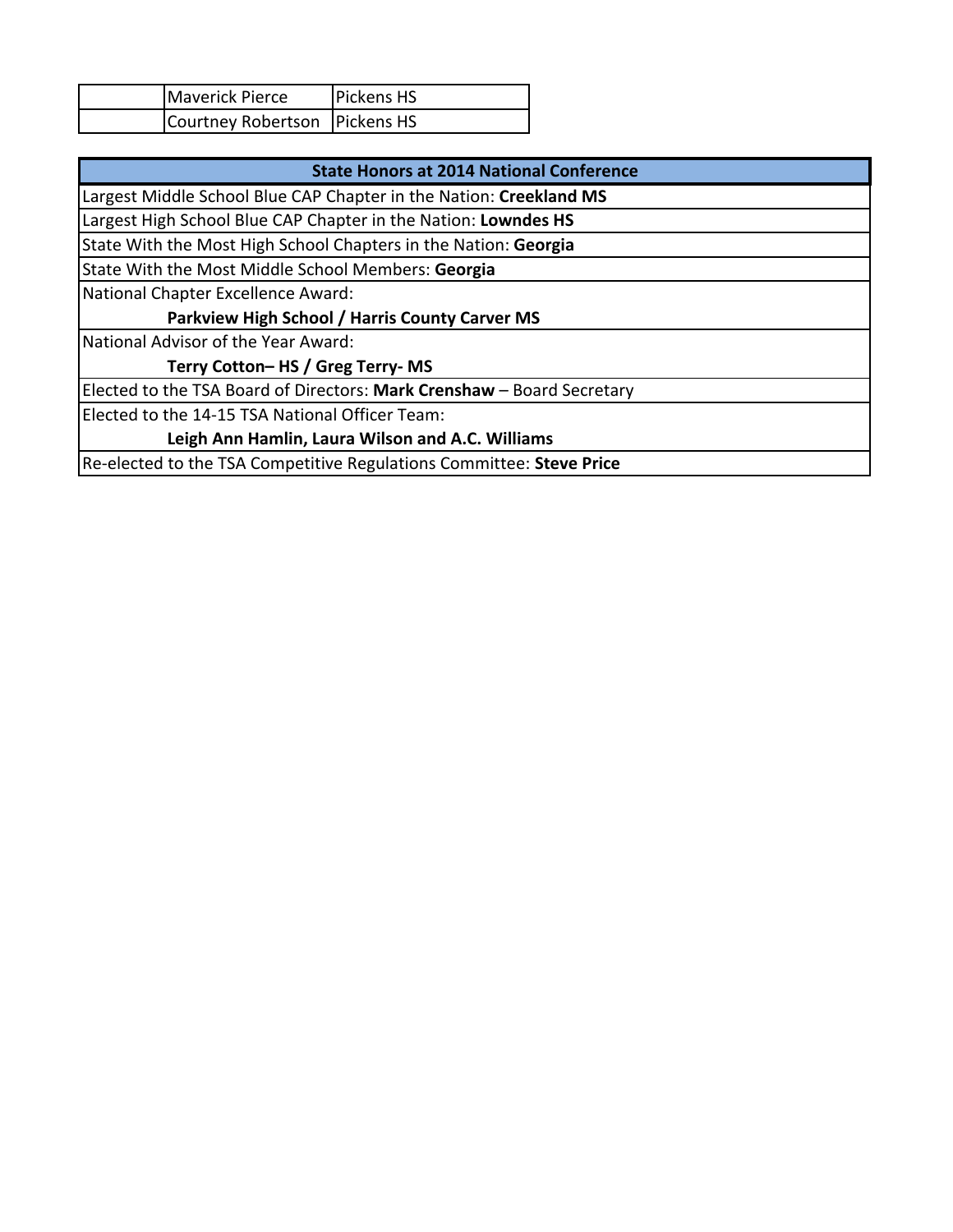| | | |
|---|---|---|
| | Maverick Pierce | Pickens HS |
| | Courtney Robertson | Pickens HS |

| State Honors at 2014 National Conference |
|---|
| Largest Middle School Blue CAP Chapter in the Nation: **Creekland MS** |
| Largest High School Blue CAP Chapter in the Nation: **Lowndes HS** |
| State With the Most High School Chapters in the Nation: **Georgia** |
| State With the Most Middle School Members: **Georgia** |
| National Chapter Excellence Award: **Parkview High School / Harris County Carver MS** |
| National Advisor of the Year Award: **Terry Cotton– HS / Greg Terry- MS** |
| Elected to the TSA Board of Directors: **Mark Crenshaw** – Board Secretary |
| Elected to the 14-15 TSA National Officer Team: **Leigh Ann Hamlin, Laura Wilson and A.C. Williams** |
| Re-elected to the TSA Competitive Regulations Committee: **Steve Price** |